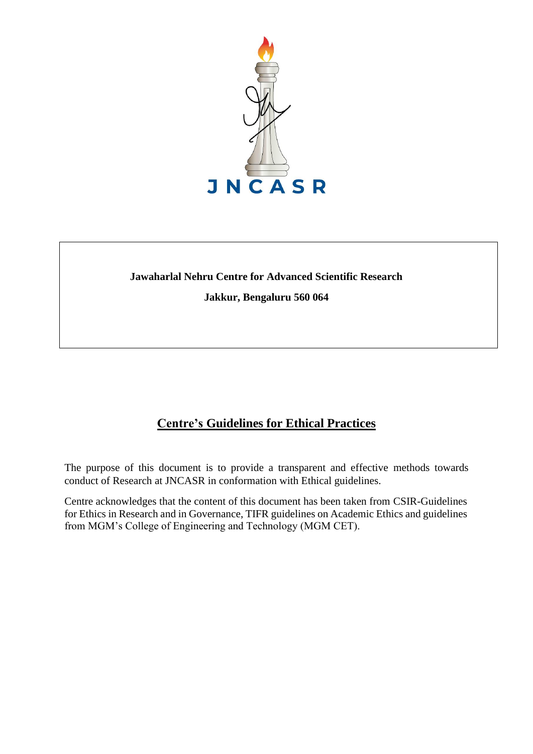JNCASR

**Jawaharlal Nehru Centre for Advanced Scientific Research**

**Jakkur, Bengaluru 560 064**

# Centre's Guidelines for Ethical Practices

The purpose of this document is to provide a transparent and effective methods towards conduct of Research at JNCASR in conformation with Ethical guidelines.

Centre acknowledges that the content of this document has been taken from CSIR-Guidelines for Ethics in Research and in Governance, TIFR guidelines on Academic Ethics and guidelines from MGM's College of Engineering and Technology (MGM CET).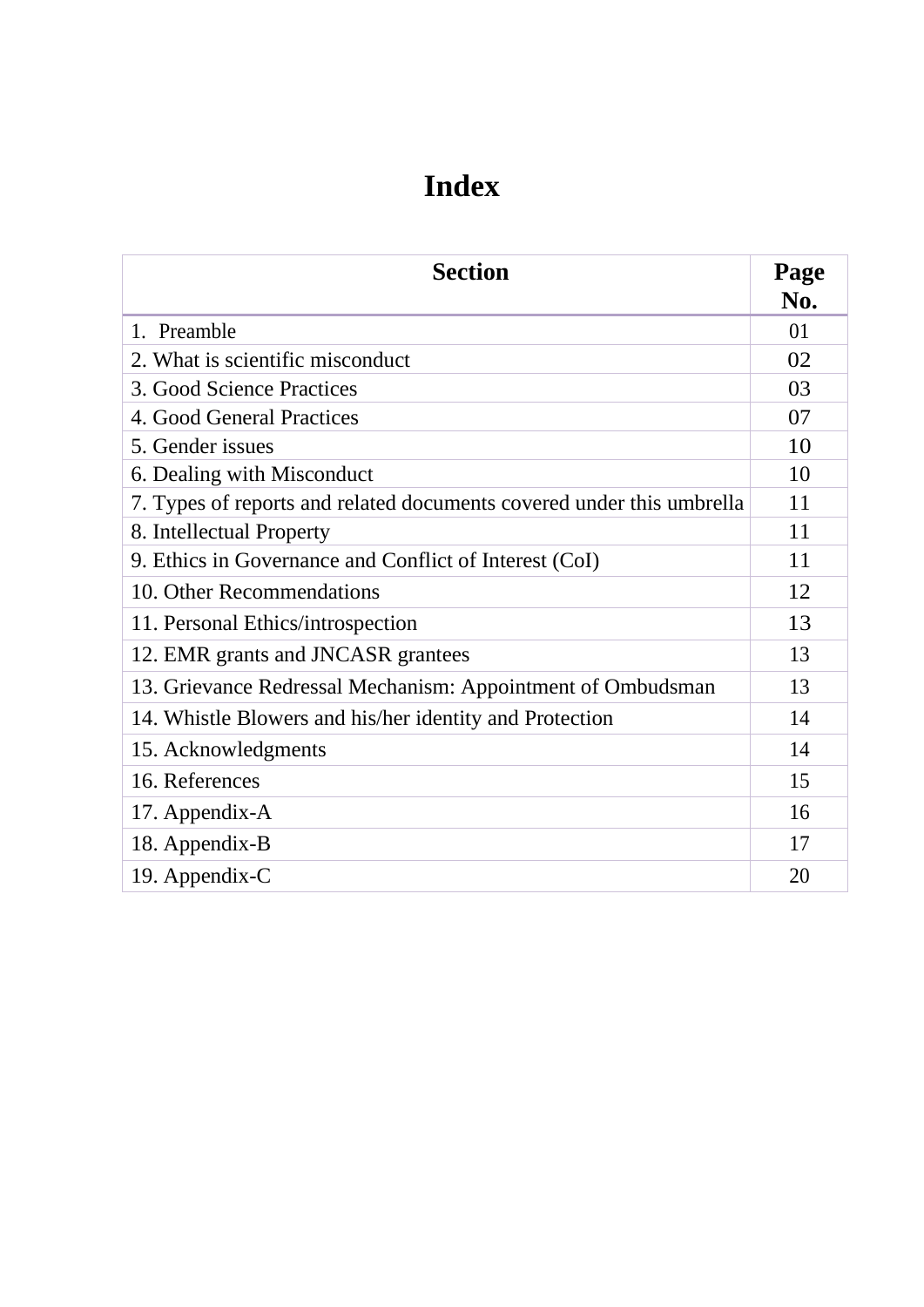# Index

| Section | Page No. |
|---|---|
| 1. Preamble | 01 |
| 2. What is scientific misconduct | 02 |
| 3. Good Science Practices | 03 |
| 4. Good General Practices | 07 |
| 5. Gender issues | 10 |
| 6. Dealing with Misconduct | 10 |
| 7. Types of reports and related documents covered under this umbrella | 11 |
| 8. Intellectual Property | 11 |
| 9. Ethics in Governance and Conflict of Interest (CoI) | 11 |
| 10. Other Recommendations | 12 |
| 11. Personal Ethics/introspection | 13 |
| 12. EMR grants and JNCASR grantees | 13 |
| 13. Grievance Redressal Mechanism: Appointment of Ombudsman | 13 |
| 14. Whistle Blowers and his/her identity and Protection | 14 |
| 15. Acknowledgments | 14 |
| 16. References | 15 |
| 17. Appendix-A | 16 |
| 18. Appendix-B | 17 |
| 19. Appendix-C | 20 |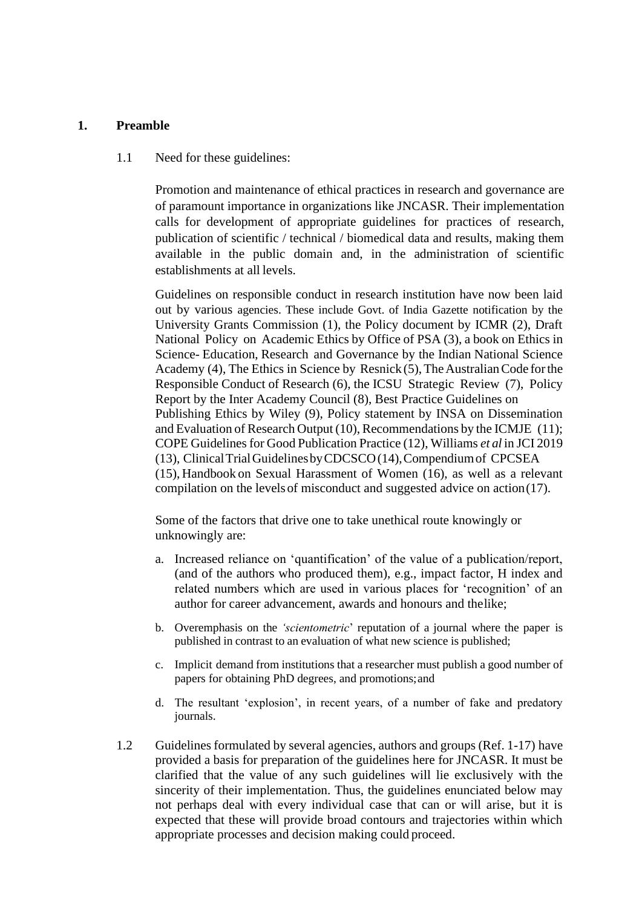## 1. Preamble

1.1 Need for these guidelines:

Promotion and maintenance of ethical practices in research and governance are of paramount importance in organizations like JNCASR. Their implementation calls for development of appropriate guidelines for practices of research, publication of scientific / technical / biomedical data and results, making them available in the public domain and, in the administration of scientific establishments at all levels.

Guidelines on responsible conduct in research institution have now been laid out by various agencies. These include Govt. of India Gazette notification by the University Grants Commission (1), the Policy document by ICMR (2), Draft National Policy on Academic Ethics by Office of PSA (3), a book on Ethics in Science- Education, Research and Governance by the Indian National Science Academy (4), The Ethics in Science by Resnick (5), The Australian Code for the Responsible Conduct of Research (6), the ICSU Strategic Review (7), Policy Report by the Inter Academy Council (8), Best Practice Guidelines on Publishing Ethics by Wiley (9), Policy statement by INSA on Dissemination and Evaluation of Research Output (10), Recommendations by the ICMJE (11); COPE Guidelines for Good Publication Practice (12), Williams *et al* in JCI 2019 (13), Clinical Trial Guidelines by CDCSCO (14), Compendium of CPCSEA (15), Handbook on Sexual Harassment of Women (16), as well as a relevant compilation on the levels of misconduct and suggested advice on action (17).

Some of the factors that drive one to take unethical route knowingly or unknowingly are:

a. Increased reliance on 'quantification' of the value of a publication/report, (and of the authors who produced them), e.g., impact factor, H index and related numbers which are used in various places for 'recognition' of an author for career advancement, awards and honours and the like;

b. Overemphasis on the *'scientometric'* reputation of a journal where the paper is published in contrast to an evaluation of what new science is published;

c. Implicit demand from institutions that a researcher must publish a good number of papers for obtaining PhD degrees, and promotions; and

d. The resultant 'explosion', in recent years, of a number of fake and predatory journals.

1.2 Guidelines formulated by several agencies, authors and groups (Ref. 1-17) have provided a basis for preparation of the guidelines here for JNCASR. It must be clarified that the value of any such guidelines will lie exclusively with the sincerity of their implementation. Thus, the guidelines enunciated below may not perhaps deal with every individual case that can or will arise, but it is expected that these will provide broad contours and trajectories within which appropriate processes and decision making could proceed.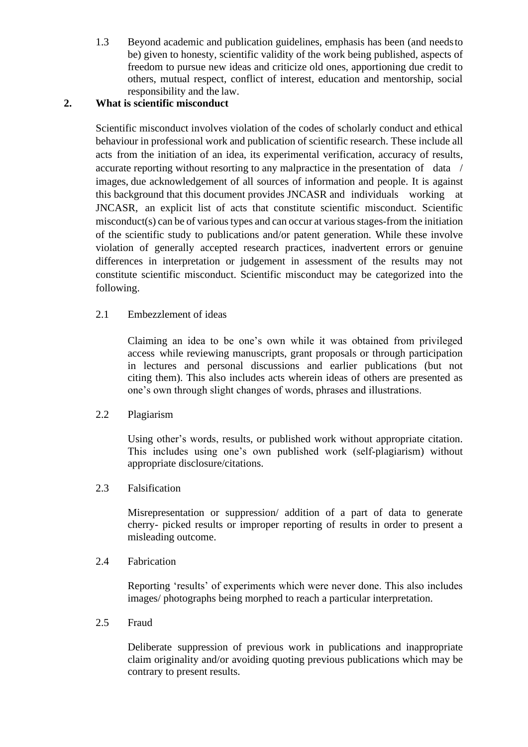1.3 Beyond academic and publication guidelines, emphasis has been (and needs to be) given to honesty, scientific validity of the work being published, aspects of freedom to pursue new ideas and criticize old ones, apportioning due credit to others, mutual respect, conflict of interest, education and mentorship, social responsibility and the law.

## 2. What is scientific misconduct

Scientific misconduct involves violation of the codes of scholarly conduct and ethical behaviour in professional work and publication of scientific research. These include all acts from the initiation of an idea, its experimental verification, accuracy of results, accurate reporting without resorting to any malpractice in the presentation of data / images, due acknowledgement of all sources of information and people. It is against this background that this document provides JNCASR and individuals working at JNCASR, an explicit list of acts that constitute scientific misconduct. Scientific misconduct(s) can be of various types and can occur at various stages-from the initiation of the scientific study to publications and/or patent generation. While these involve violation of generally accepted research practices, inadvertent errors or genuine differences in interpretation or judgement in assessment of the results may not constitute scientific misconduct. Scientific misconduct may be categorized into the following.

### 2.1 Embezzlement of ideas

Claiming an idea to be one's own while it was obtained from privileged access while reviewing manuscripts, grant proposals or through participation in lectures and personal discussions and earlier publications (but not citing them). This also includes acts wherein ideas of others are presented as one's own through slight changes of words, phrases and illustrations.

### 2.2 Plagiarism

Using other's words, results, or published work without appropriate citation. This includes using one's own published work (self-plagiarism) without appropriate disclosure/citations.

### 2.3 Falsification

Misrepresentation or suppression/ addition of a part of data to generate cherry- picked results or improper reporting of results in order to present a misleading outcome.

### 2.4 Fabrication

Reporting 'results' of experiments which were never done. This also includes images/ photographs being morphed to reach a particular interpretation.

### 2.5 Fraud

Deliberate suppression of previous work in publications and inappropriate claim originality and/or avoiding quoting previous publications which may be contrary to present results.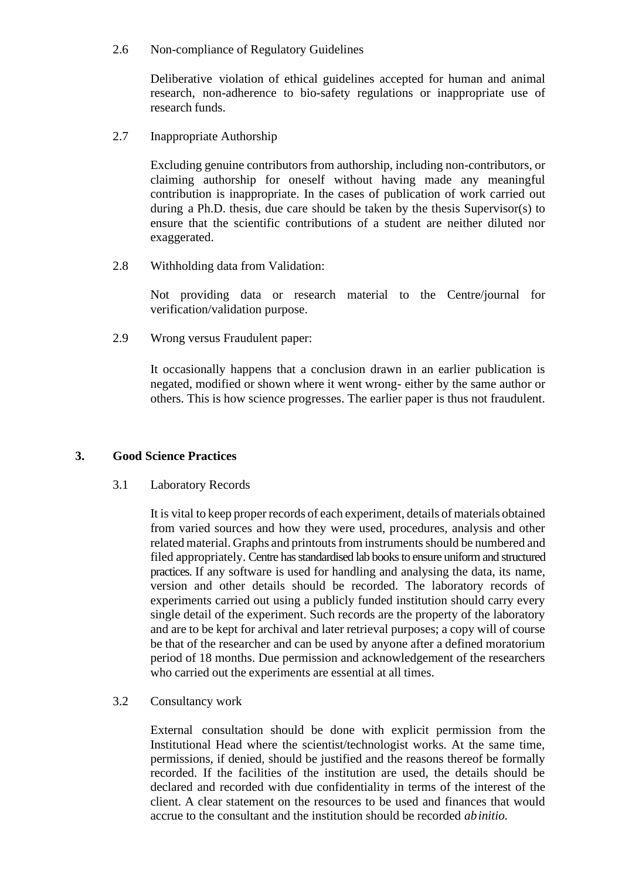2.6 Non-compliance of Regulatory Guidelines

Deliberative violation of ethical guidelines accepted for human and animal research, non-adherence to bio-safety regulations or inappropriate use of research funds.

2.7 Inappropriate Authorship

Excluding genuine contributors from authorship, including non-contributors, or claiming authorship for oneself without having made any meaningful contribution is inappropriate. In the cases of publication of work carried out during a Ph.D. thesis, due care should be taken by the thesis Supervisor(s) to ensure that the scientific contributions of a student are neither diluted nor exaggerated.

2.8 Withholding data from Validation:

Not providing data or research material to the Centre/journal for verification/validation purpose.

2.9 Wrong versus Fraudulent paper:

It occasionally happens that a conclusion drawn in an earlier publication is negated, modified or shown where it went wrong- either by the same author or others. This is how science progresses. The earlier paper is thus not fraudulent.

## 3. Good Science Practices

3.1 Laboratory Records

It is vital to keep proper records of each experiment, details of materials obtained from varied sources and how they were used, procedures, analysis and other related material. Graphs and printouts from instruments should be numbered and filed appropriately. Centre has standardised lab books to ensure uniform and structured practices. If any software is used for handling and analysing the data, its name, version and other details should be recorded. The laboratory records of experiments carried out using a publicly funded institution should carry every single detail of the experiment. Such records are the property of the laboratory and are to be kept for archival and later retrieval purposes; a copy will of course be that of the researcher and can be used by anyone after a defined moratorium period of 18 months. Due permission and acknowledgement of the researchers who carried out the experiments are essential at all times.

3.2 Consultancy work

External consultation should be done with explicit permission from the Institutional Head where the scientist/technologist works. At the same time, permissions, if denied, should be justified and the reasons thereof be formally recorded. If the facilities of the institution are used, the details should be declared and recorded with due confidentiality in terms of the interest of the client. A clear statement on the resources to be used and finances that would accrue to the consultant and the institution should be recorded *ab initio.*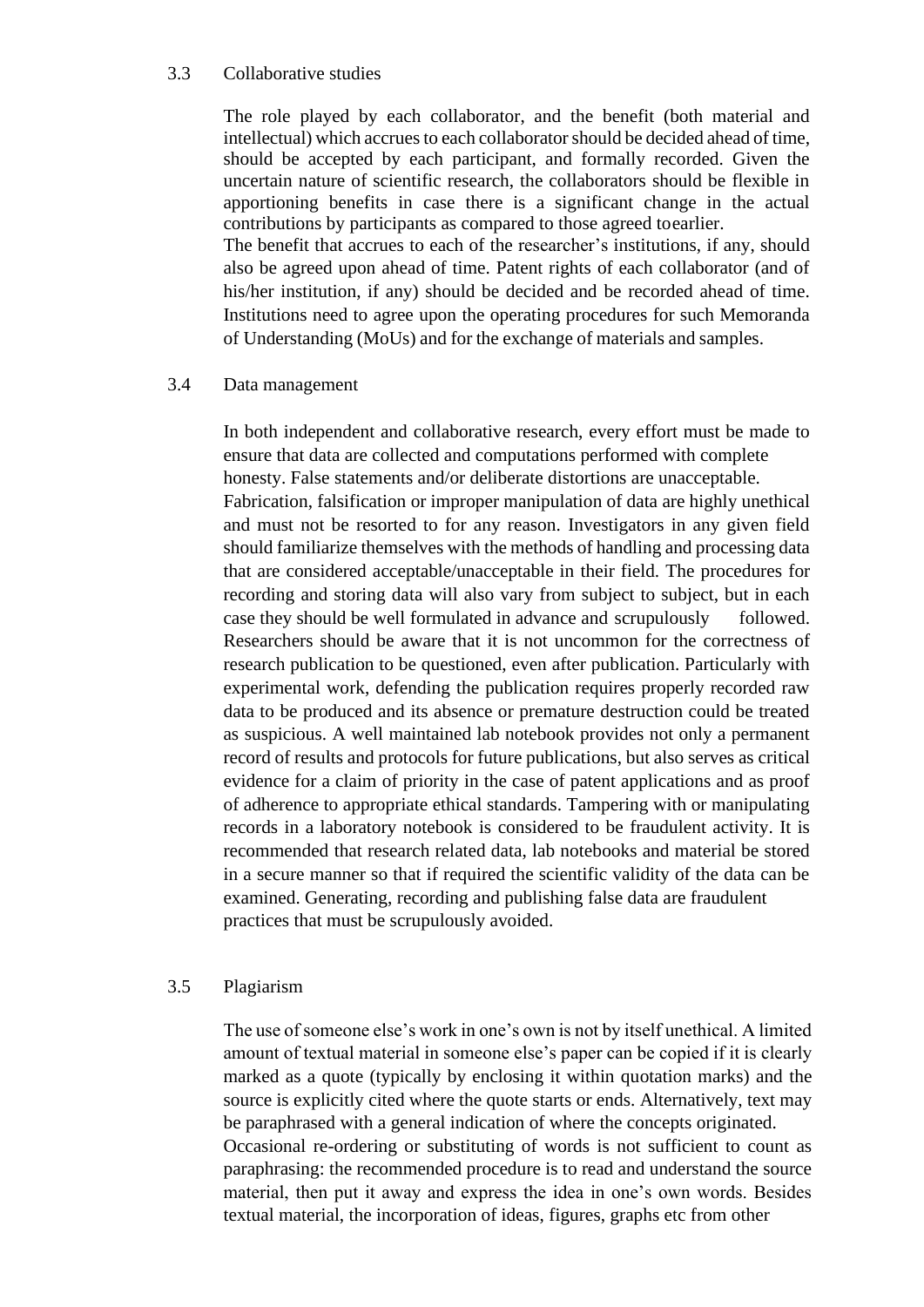### 3.3 Collaborative studies

The role played by each collaborator, and the benefit (both material and intellectual) which accrues to each collaborator should be decided ahead of time, should be accepted by each participant, and formally recorded. Given the uncertain nature of scientific research, the collaborators should be flexible in apportioning benefits in case there is a significant change in the actual contributions by participants as compared to those agreed toearlier.

The benefit that accrues to each of the researcher's institutions, if any, should also be agreed upon ahead of time. Patent rights of each collaborator (and of his/her institution, if any) should be decided and be recorded ahead of time. Institutions need to agree upon the operating procedures for such Memoranda of Understanding (MoUs) and for the exchange of materials and samples.

### 3.4 Data management

In both independent and collaborative research, every effort must be made to ensure that data are collected and computations performed with complete honesty. False statements and/or deliberate distortions are unacceptable. Fabrication, falsification or improper manipulation of data are highly unethical and must not be resorted to for any reason. Investigators in any given field should familiarize themselves with the methods of handling and processing data that are considered acceptable/unacceptable in their field. The procedures for recording and storing data will also vary from subject to subject, but in each case they should be well formulated in advance and scrupulously followed. Researchers should be aware that it is not uncommon for the correctness of research publication to be questioned, even after publication. Particularly with experimental work, defending the publication requires properly recorded raw data to be produced and its absence or premature destruction could be treated as suspicious. A well maintained lab notebook provides not only a permanent record of results and protocols for future publications, but also serves as critical evidence for a claim of priority in the case of patent applications and as proof of adherence to appropriate ethical standards. Tampering with or manipulating records in a laboratory notebook is considered to be fraudulent activity. It is recommended that research related data, lab notebooks and material be stored in a secure manner so that if required the scientific validity of the data can be examined. Generating, recording and publishing false data are fraudulent practices that must be scrupulously avoided.

### 3.5 Plagiarism

The use of someone else's work in one's own is not by itself unethical. A limited amount of textual material in someone else's paper can be copied if it is clearly marked as a quote (typically by enclosing it within quotation marks) and the source is explicitly cited where the quote starts or ends. Alternatively, text may be paraphrased with a general indication of where the concepts originated. Occasional re-ordering or substituting of words is not sufficient to count as paraphrasing: the recommended procedure is to read and understand the source material, then put it away and express the idea in one's own words. Besides textual material, the incorporation of ideas, figures, graphs etc from other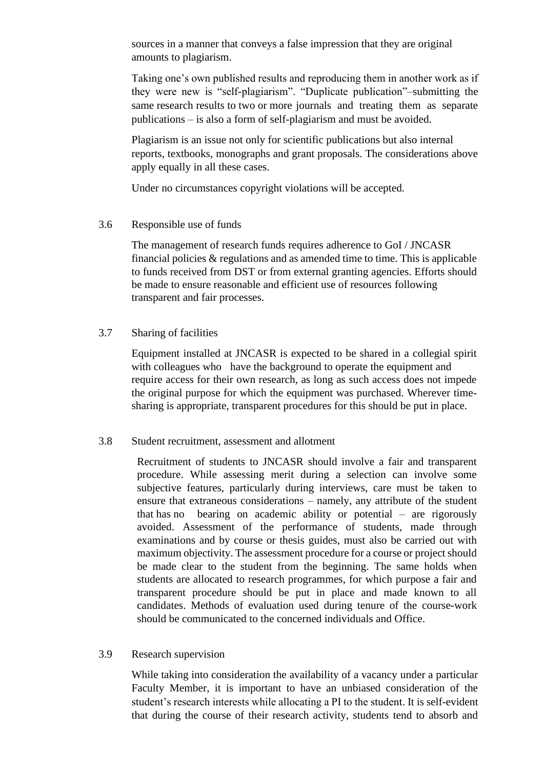sources in a manner that conveys a false impression that they are original amounts to plagiarism.

Taking one's own published results and reproducing them in another work as if they were new is "self-plagiarism". "Duplicate publication"–submitting the same research results to two or more journals and treating them as separate publications – is also a form of self-plagiarism and must be avoided.

Plagiarism is an issue not only for scientific publications but also internal reports, textbooks, monographs and grant proposals. The considerations above apply equally in all these cases.

Under no circumstances copyright violations will be accepted.

### 3.6 Responsible use of funds

The management of research funds requires adherence to GoI / JNCASR financial policies & regulations and as amended time to time. This is applicable to funds received from DST or from external granting agencies. Efforts should be made to ensure reasonable and efficient use of resources following transparent and fair processes.

### 3.7 Sharing of facilities

Equipment installed at JNCASR is expected to be shared in a collegial spirit with colleagues who have the background to operate the equipment and require access for their own research, as long as such access does not impede the original purpose for which the equipment was purchased. Wherever time-sharing is appropriate, transparent procedures for this should be put in place.

### 3.8 Student recruitment, assessment and allotment

Recruitment of students to JNCASR should involve a fair and transparent procedure. While assessing merit during a selection can involve some subjective features, particularly during interviews, care must be taken to ensure that extraneous considerations – namely, any attribute of the student that has no bearing on academic ability or potential – are rigorously avoided. Assessment of the performance of students, made through examinations and by course or thesis guides, must also be carried out with maximum objectivity. The assessment procedure for a course or project should be made clear to the student from the beginning. The same holds when students are allocated to research programmes, for which purpose a fair and transparent procedure should be put in place and made known to all candidates. Methods of evaluation used during tenure of the course-work should be communicated to the concerned individuals and Office.

### 3.9 Research supervision

While taking into consideration the availability of a vacancy under a particular Faculty Member, it is important to have an unbiased consideration of the student's research interests while allocating a PI to the student. It is self-evident that during the course of their research activity, students tend to absorb and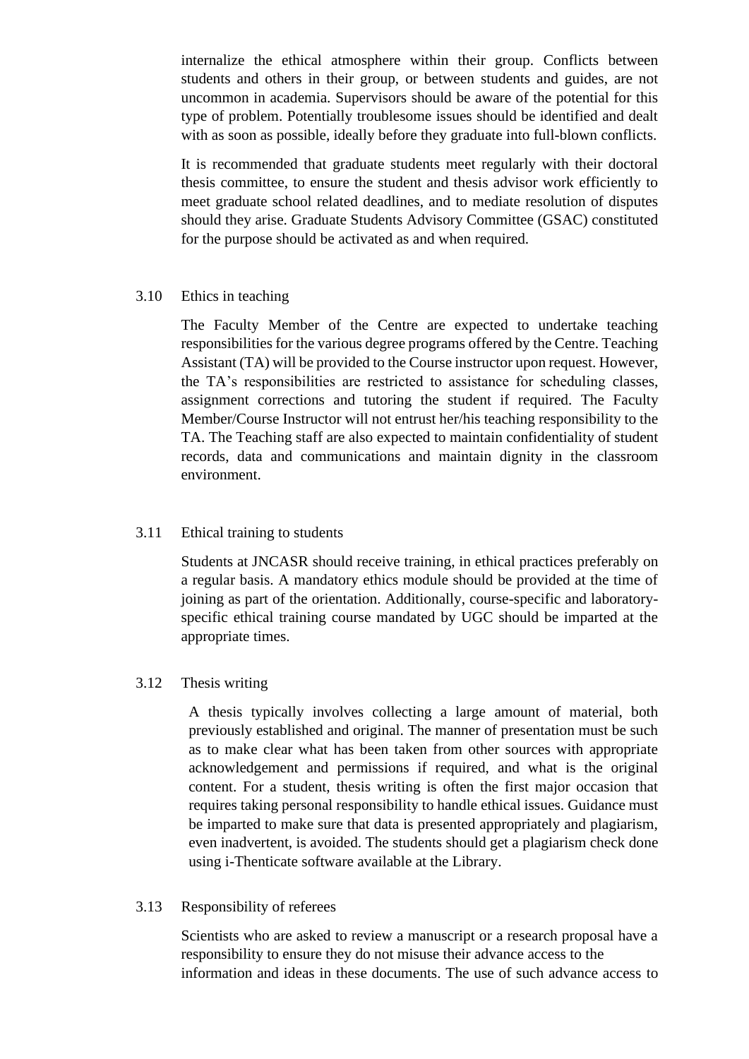internalize the ethical atmosphere within their group. Conflicts between students and others in their group, or between students and guides, are not uncommon in academia. Supervisors should be aware of the potential for this type of problem. Potentially troublesome issues should be identified and dealt with as soon as possible, ideally before they graduate into full-blown conflicts.

It is recommended that graduate students meet regularly with their doctoral thesis committee, to ensure the student and thesis advisor work efficiently to meet graduate school related deadlines, and to mediate resolution of disputes should they arise. Graduate Students Advisory Committee (GSAC) constituted for the purpose should be activated as and when required.

### 3.10 Ethics in teaching

The Faculty Member of the Centre are expected to undertake teaching responsibilities for the various degree programs offered by the Centre. Teaching Assistant (TA) will be provided to the Course instructor upon request. However, the TA's responsibilities are restricted to assistance for scheduling classes, assignment corrections and tutoring the student if required. The Faculty Member/Course Instructor will not entrust her/his teaching responsibility to the TA. The Teaching staff are also expected to maintain confidentiality of student records, data and communications and maintain dignity in the classroom environment.

### 3.11 Ethical training to students

Students at JNCASR should receive training, in ethical practices preferably on a regular basis. A mandatory ethics module should be provided at the time of joining as part of the orientation. Additionally, course-specific and laboratory-specific ethical training course mandated by UGC should be imparted at the appropriate times.

### 3.12 Thesis writing

A thesis typically involves collecting a large amount of material, both previously established and original. The manner of presentation must be such as to make clear what has been taken from other sources with appropriate acknowledgement and permissions if required, and what is the original content. For a student, thesis writing is often the first major occasion that requires taking personal responsibility to handle ethical issues. Guidance must be imparted to make sure that data is presented appropriately and plagiarism, even inadvertent, is avoided. The students should get a plagiarism check done using i-Thenticate software available at the Library.

### 3.13 Responsibility of referees

Scientists who are asked to review a manuscript or a research proposal have a responsibility to ensure they do not misuse their advance access to the information and ideas in these documents. The use of such advance access to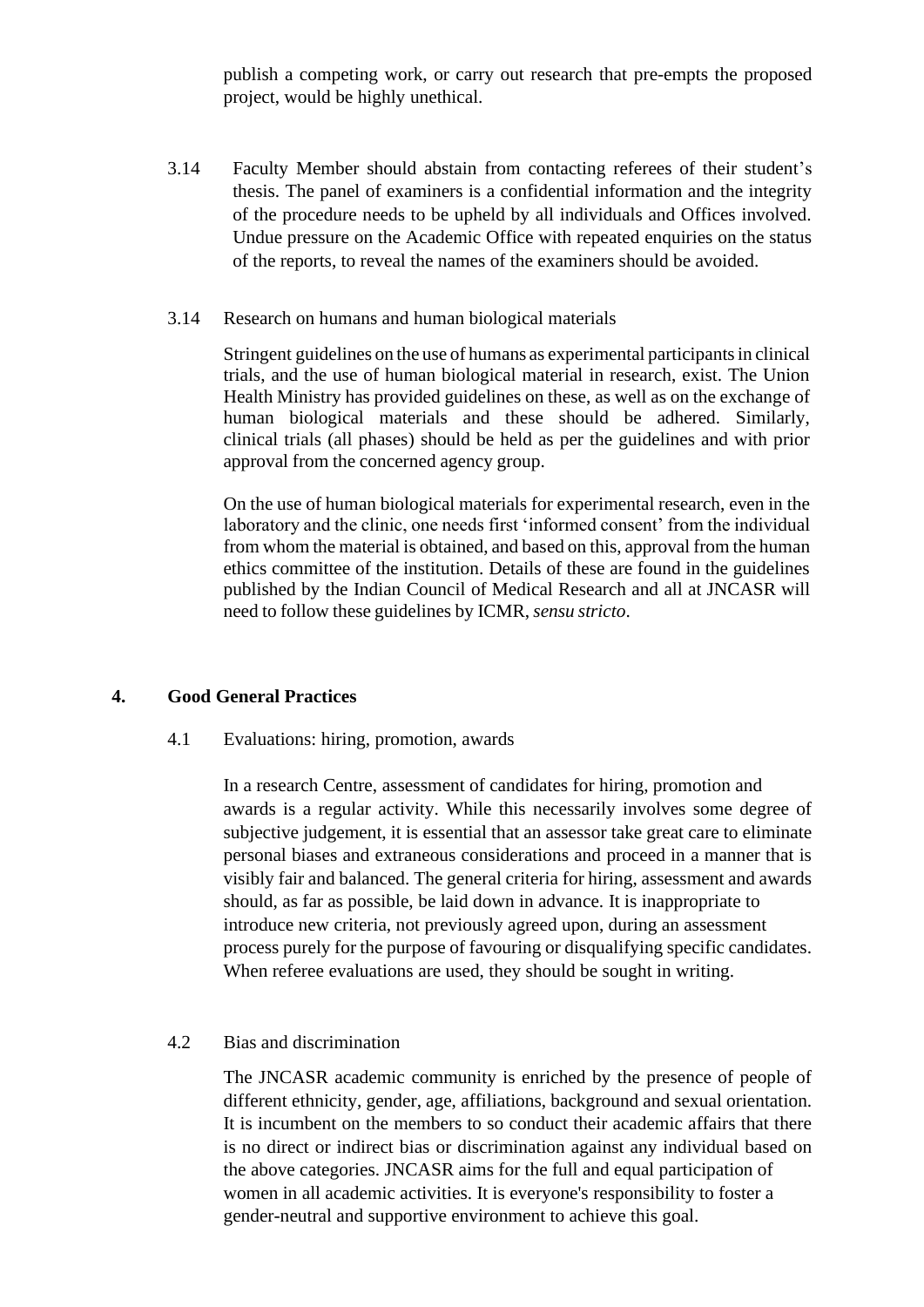publish a competing work, or carry out research that pre-empts the proposed project, would be highly unethical.

3.14 Faculty Member should abstain from contacting referees of their student's thesis. The panel of examiners is a confidential information and the integrity of the procedure needs to be upheld by all individuals and Offices involved. Undue pressure on the Academic Office with repeated enquiries on the status of the reports, to reveal the names of the examiners should be avoided.

3.14 Research on humans and human biological materials

Stringent guidelines on the use of humans as experimental participants in clinical trials, and the use of human biological material in research, exist. The Union Health Ministry has provided guidelines on these, as well as on the exchange of human biological materials and these should be adhered. Similarly, clinical trials (all phases) should be held as per the guidelines and with prior approval from the concerned agency group.

On the use of human biological materials for experimental research, even in the laboratory and the clinic, one needs first 'informed consent' from the individual from whom the material is obtained, and based on this, approval from the human ethics committee of the institution. Details of these are found in the guidelines published by the Indian Council of Medical Research and all at JNCASR will need to follow these guidelines by ICMR, *sensu stricto*.

## 4. Good General Practices

4.1 Evaluations: hiring, promotion, awards

In a research Centre, assessment of candidates for hiring, promotion and awards is a regular activity. While this necessarily involves some degree of subjective judgement, it is essential that an assessor take great care to eliminate personal biases and extraneous considerations and proceed in a manner that is visibly fair and balanced. The general criteria for hiring, assessment and awards should, as far as possible, be laid down in advance. It is inappropriate to introduce new criteria, not previously agreed upon, during an assessment process purely for the purpose of favouring or disqualifying specific candidates. When referee evaluations are used, they should be sought in writing.

4.2 Bias and discrimination

The JNCASR academic community is enriched by the presence of people of different ethnicity, gender, age, affiliations, background and sexual orientation. It is incumbent on the members to so conduct their academic affairs that there is no direct or indirect bias or discrimination against any individual based on the above categories. JNCASR aims for the full and equal participation of women in all academic activities. It is everyone's responsibility to foster a gender-neutral and supportive environment to achieve this goal.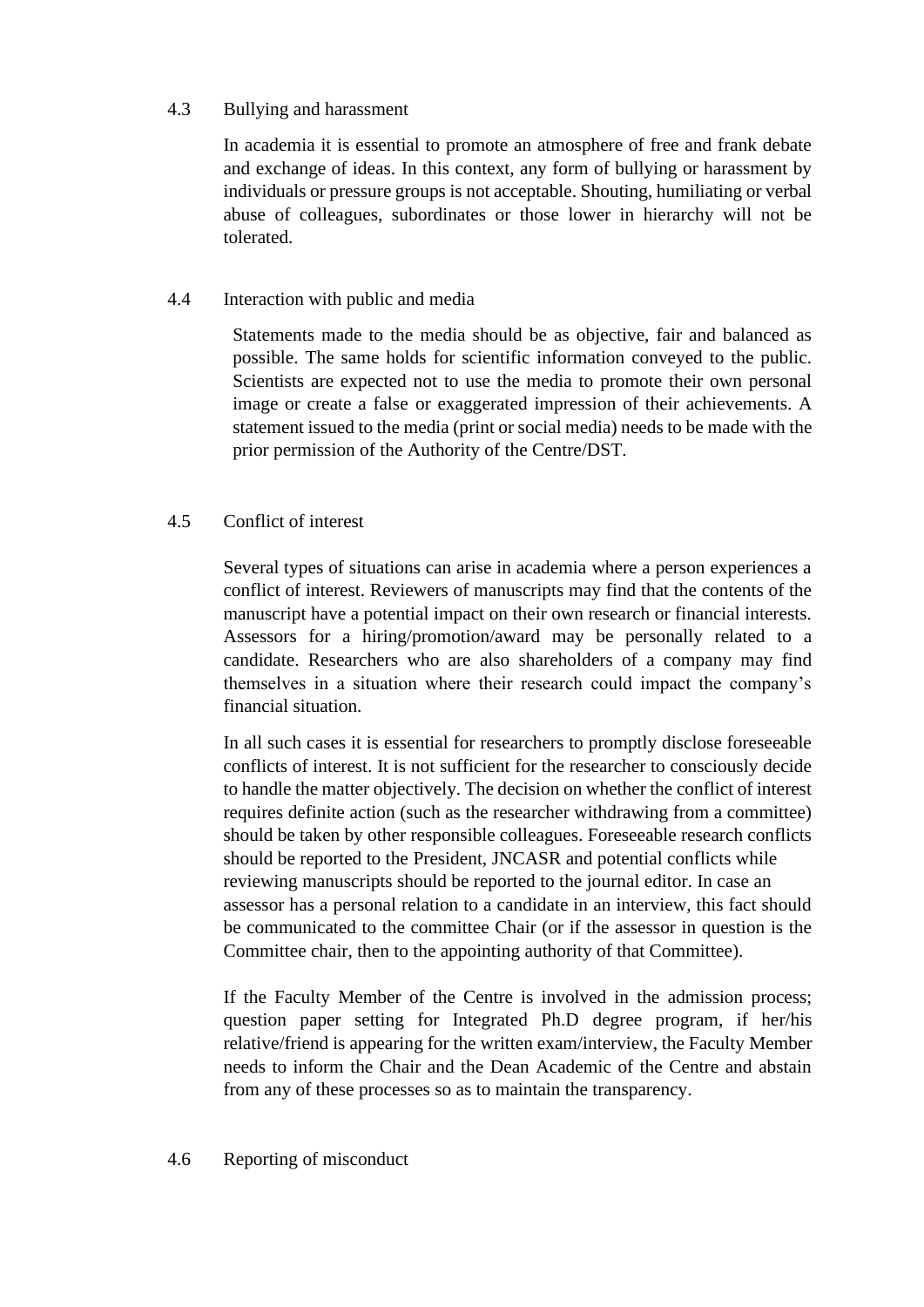### 4.3 Bullying and harassment

In academia it is essential to promote an atmosphere of free and frank debate and exchange of ideas. In this context, any form of bullying or harassment by individuals or pressure groups is not acceptable. Shouting, humiliating or verbal abuse of colleagues, subordinates or those lower in hierarchy will not be tolerated.

### 4.4 Interaction with public and media

Statements made to the media should be as objective, fair and balanced as possible. The same holds for scientific information conveyed to the public. Scientists are expected not to use the media to promote their own personal image or create a false or exaggerated impression of their achievements. A statement issued to the media (print or social media) needs to be made with the prior permission of the Authority of the Centre/DST.

### 4.5 Conflict of interest

Several types of situations can arise in academia where a person experiences a conflict of interest. Reviewers of manuscripts may find that the contents of the manuscript have a potential impact on their own research or financial interests. Assessors for a hiring/promotion/award may be personally related to a candidate. Researchers who are also shareholders of a company may find themselves in a situation where their research could impact the company's financial situation.

In all such cases it is essential for researchers to promptly disclose foreseeable conflicts of interest. It is not sufficient for the researcher to consciously decide to handle the matter objectively. The decision on whether the conflict of interest requires definite action (such as the researcher withdrawing from a committee) should be taken by other responsible colleagues. Foreseeable research conflicts should be reported to the President, JNCASR and potential conflicts while reviewing manuscripts should be reported to the journal editor. In case an assessor has a personal relation to a candidate in an interview, this fact should be communicated to the committee Chair (or if the assessor in question is the Committee chair, then to the appointing authority of that Committee).

If the Faculty Member of the Centre is involved in the admission process; question paper setting for Integrated Ph.D degree program, if her/his relative/friend is appearing for the written exam/interview, the Faculty Member needs to inform the Chair and the Dean Academic of the Centre and abstain from any of these processes so as to maintain the transparency.

### 4.6 Reporting of misconduct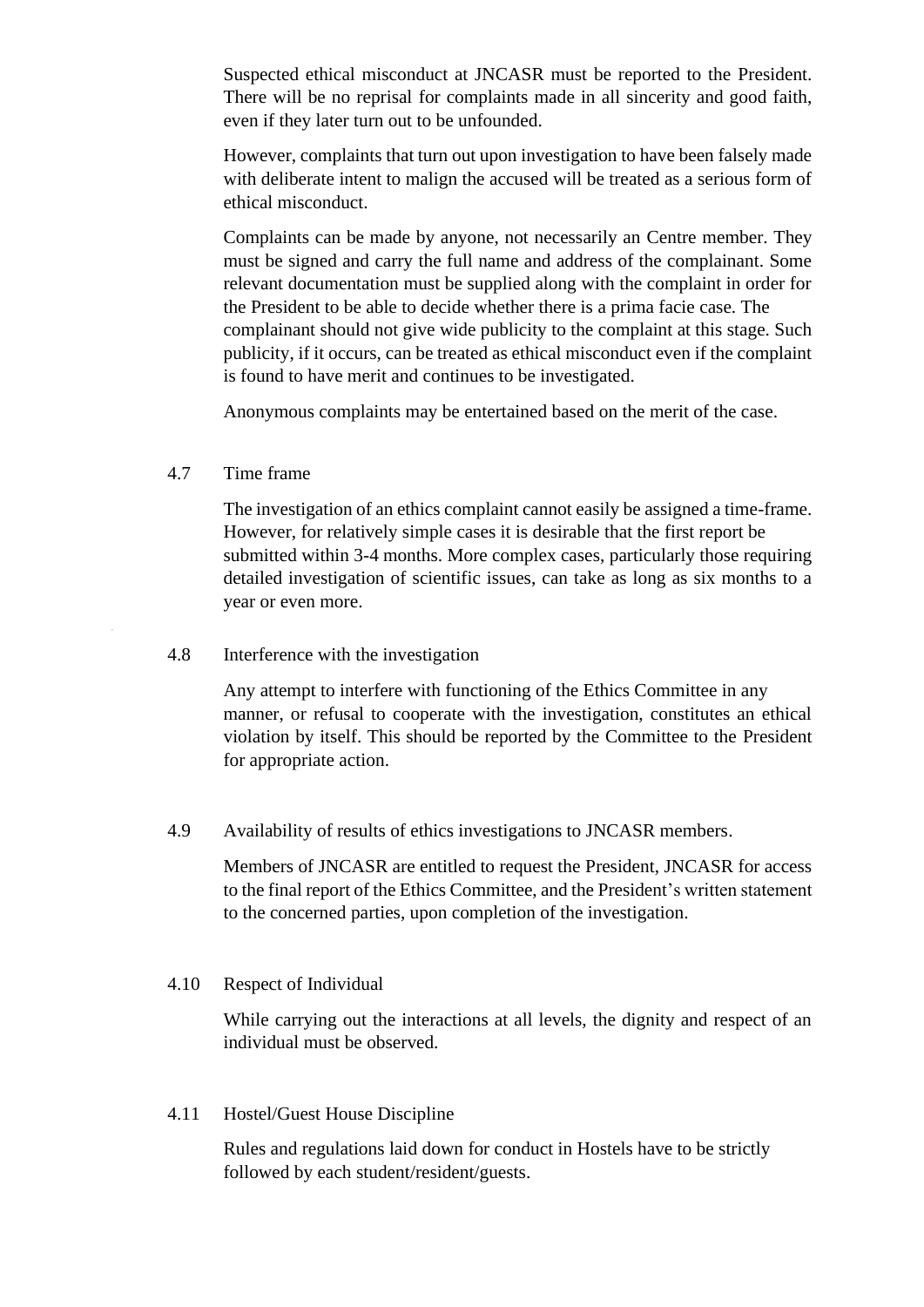Suspected ethical misconduct at JNCASR must be reported to the President. There will be no reprisal for complaints made in all sincerity and good faith, even if they later turn out to be unfounded.

However, complaints that turn out upon investigation to have been falsely made with deliberate intent to malign the accused will be treated as a serious form of ethical misconduct.

Complaints can be made by anyone, not necessarily an Centre member. They must be signed and carry the full name and address of the complainant. Some relevant documentation must be supplied along with the complaint in order for the President to be able to decide whether there is a prima facie case. The complainant should not give wide publicity to the complaint at this stage. Such publicity, if it occurs, can be treated as ethical misconduct even if the complaint is found to have merit and continues to be investigated.

Anonymous complaints may be entertained based on the merit of the case.

### 4.7 Time frame

The investigation of an ethics complaint cannot easily be assigned a time-frame. However, for relatively simple cases it is desirable that the first report be submitted within 3-4 months. More complex cases, particularly those requiring detailed investigation of scientific issues, can take as long as six months to a year or even more.

### 4.8 Interference with the investigation

Any attempt to interfere with functioning of the Ethics Committee in any manner, or refusal to cooperate with the investigation, constitutes an ethical violation by itself. This should be reported by the Committee to the President for appropriate action.

### 4.9 Availability of results of ethics investigations to JNCASR members.

Members of JNCASR are entitled to request the President, JNCASR for access to the final report of the Ethics Committee, and the President's written statement to the concerned parties, upon completion of the investigation.

### 4.10 Respect of Individual

While carrying out the interactions at all levels, the dignity and respect of an individual must be observed.

### 4.11 Hostel/Guest House Discipline

Rules and regulations laid down for conduct in Hostels have to be strictly followed by each student/resident/guests.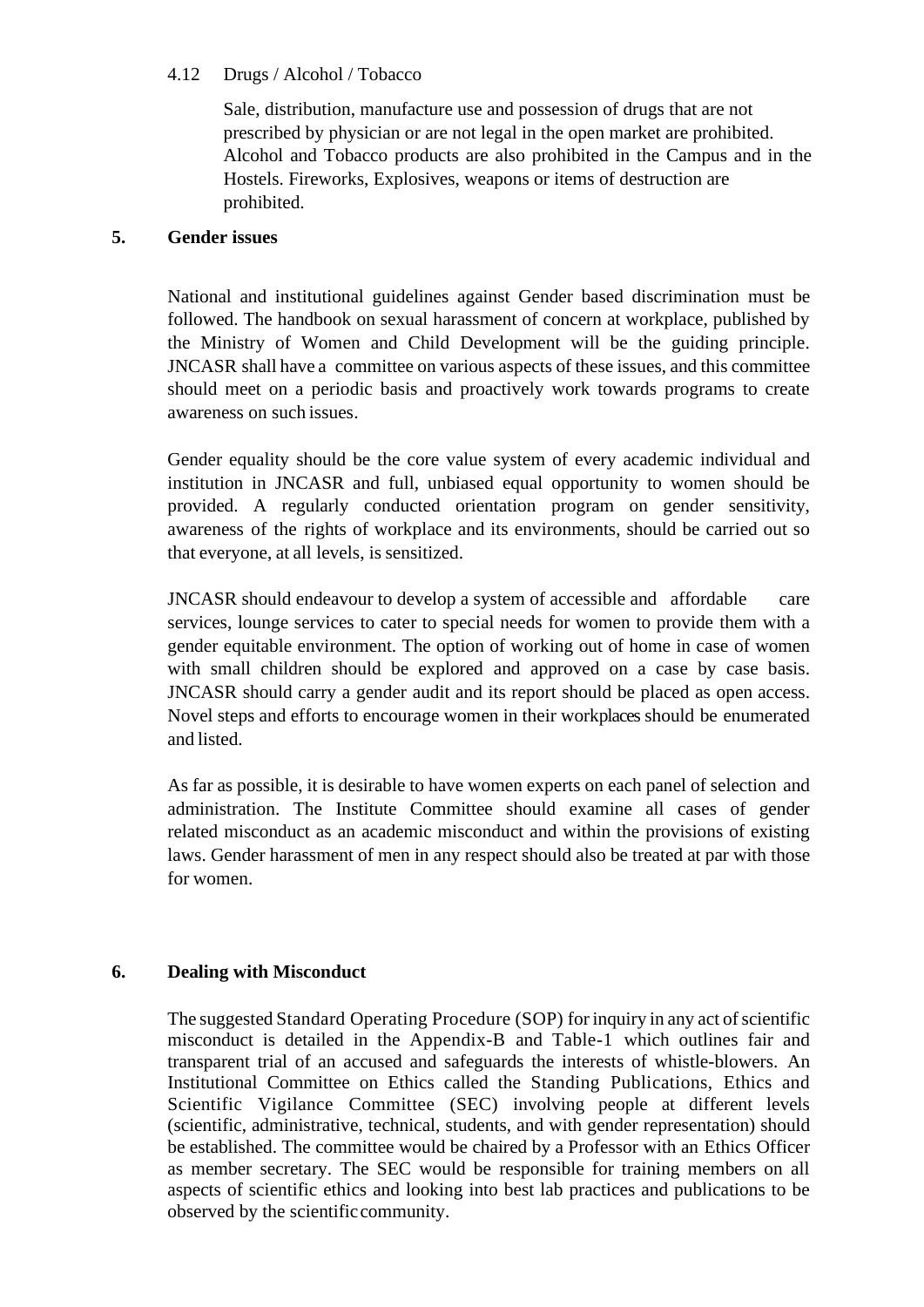4.12 Drugs / Alcohol / Tobacco

Sale, distribution, manufacture use and possession of drugs that are not prescribed by physician or are not legal in the open market are prohibited. Alcohol and Tobacco products are also prohibited in the Campus and in the Hostels. Fireworks, Explosives, weapons or items of destruction are prohibited.

## 5. Gender issues

National and institutional guidelines against Gender based discrimination must be followed. The handbook on sexual harassment of concern at workplace, published by the Ministry of Women and Child Development will be the guiding principle. JNCASR shall have a committee on various aspects of these issues, and this committee should meet on a periodic basis and proactively work towards programs to create awareness on such issues.

Gender equality should be the core value system of every academic individual and institution in JNCASR and full, unbiased equal opportunity to women should be provided. A regularly conducted orientation program on gender sensitivity, awareness of the rights of workplace and its environments, should be carried out so that everyone, at all levels, is sensitized.

JNCASR should endeavour to develop a system of accessible and affordable care services, lounge services to cater to special needs for women to provide them with a gender equitable environment. The option of working out of home in case of women with small children should be explored and approved on a case by case basis. JNCASR should carry a gender audit and its report should be placed as open access. Novel steps and efforts to encourage women in their workplaces should be enumerated and listed.

As far as possible, it is desirable to have women experts on each panel of selection and administration. The Institute Committee should examine all cases of gender related misconduct as an academic misconduct and within the provisions of existing laws. Gender harassment of men in any respect should also be treated at par with those for women.

## 6. Dealing with Misconduct

The suggested Standard Operating Procedure (SOP) for inquiry in any act of scientific misconduct is detailed in the Appendix-B and Table-1 which outlines fair and transparent trial of an accused and safeguards the interests of whistle-blowers. An Institutional Committee on Ethics called the Standing Publications, Ethics and Scientific Vigilance Committee (SEC) involving people at different levels (scientific, administrative, technical, students, and with gender representation) should be established. The committee would be chaired by a Professor with an Ethics Officer as member secretary. The SEC would be responsible for training members on all aspects of scientific ethics and looking into best lab practices and publications to be observed by the scientific community.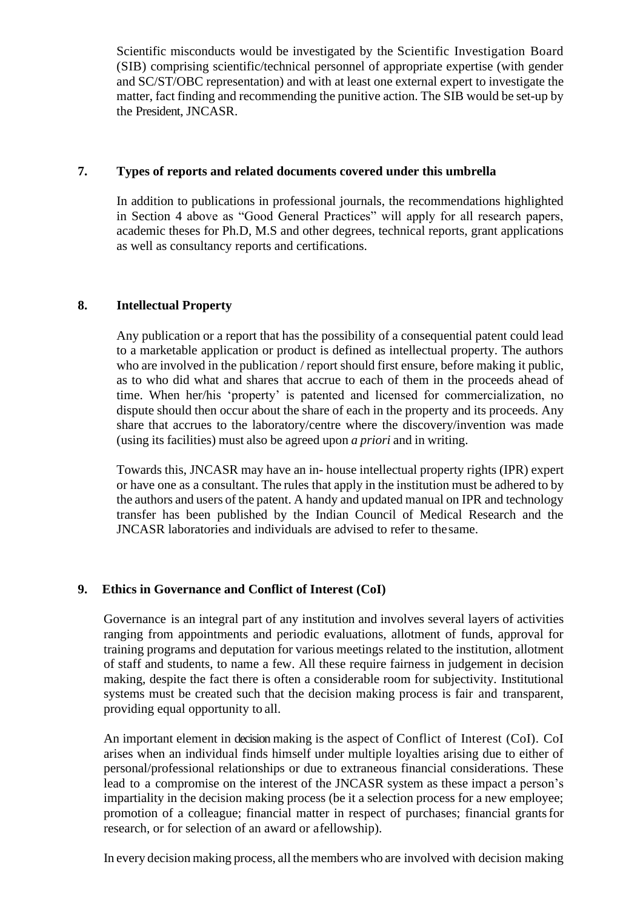Scientific misconducts would be investigated by the Scientific Investigation Board (SIB) comprising scientific/technical personnel of appropriate expertise (with gender and SC/ST/OBC representation) and with at least one external expert to investigate the matter, fact finding and recommending the punitive action. The SIB would be set-up by the President, JNCASR.

## 7. Types of reports and related documents covered under this umbrella

In addition to publications in professional journals, the recommendations highlighted in Section 4 above as "Good General Practices" will apply for all research papers, academic theses for Ph.D, M.S and other degrees, technical reports, grant applications as well as consultancy reports and certifications.

## 8. Intellectual Property

Any publication or a report that has the possibility of a consequential patent could lead to a marketable application or product is defined as intellectual property. The authors who are involved in the publication / report should first ensure, before making it public, as to who did what and shares that accrue to each of them in the proceeds ahead of time. When her/his 'property' is patented and licensed for commercialization, no dispute should then occur about the share of each in the property and its proceeds. Any share that accrues to the laboratory/centre where the discovery/invention was made (using its facilities) must also be agreed upon *a priori* and in writing.

Towards this, JNCASR may have an in- house intellectual property rights (IPR) expert or have one as a consultant. The rules that apply in the institution must be adhered to by the authors and users of the patent. A handy and updated manual on IPR and technology transfer has been published by the Indian Council of Medical Research and the JNCASR laboratories and individuals are advised to refer to the same.

## 9. Ethics in Governance and Conflict of Interest (CoI)

Governance is an integral part of any institution and involves several layers of activities ranging from appointments and periodic evaluations, allotment of funds, approval for training programs and deputation for various meetings related to the institution, allotment of staff and students, to name a few. All these require fairness in judgement in decision making, despite the fact there is often a considerable room for subjectivity. Institutional systems must be created such that the decision making process is fair and transparent, providing equal opportunity to all.

An important element in decision making is the aspect of Conflict of Interest (CoI). CoI arises when an individual finds himself under multiple loyalties arising due to either of personal/professional relationships or due to extraneous financial considerations. These lead to a compromise on the interest of the JNCASR system as these impact a person's impartiality in the decision making process (be it a selection process for a new employee; promotion of a colleague; financial matter in respect of purchases; financial grants for research, or for selection of an award or a fellowship).

In every decision making process, all the members who are involved with decision making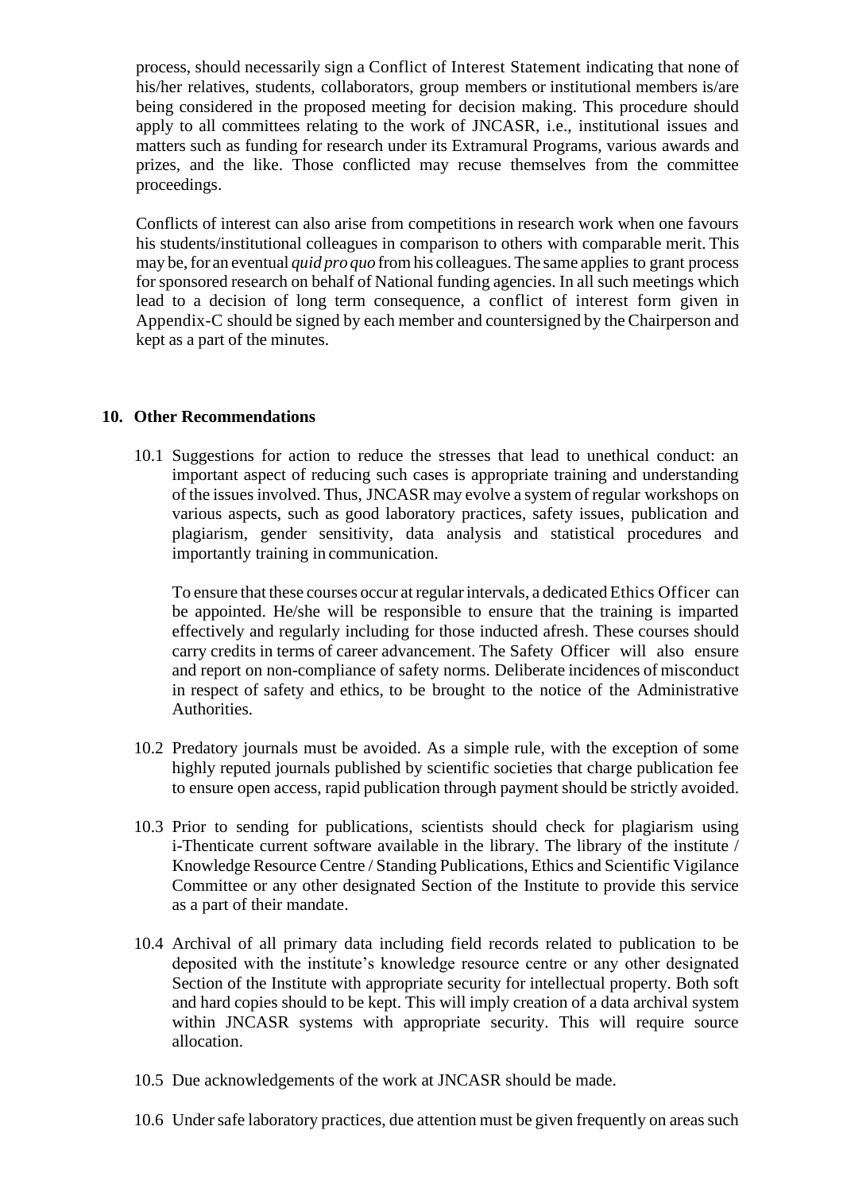process, should necessarily sign a Conflict of Interest Statement indicating that none of his/her relatives, students, collaborators, group members or institutional members is/are being considered in the proposed meeting for decision making. This procedure should apply to all committees relating to the work of JNCASR, i.e., institutional issues and matters such as funding for research under its Extramural Programs, various awards and prizes, and the like. Those conflicted may recuse themselves from the committee proceedings.

Conflicts of interest can also arise from competitions in research work when one favours his students/institutional colleagues in comparison to others with comparable merit. This may be, for an eventual *quid pro quo* from his colleagues. The same applies to grant process for sponsored research on behalf of National funding agencies. In all such meetings which lead to a decision of long term consequence, a conflict of interest form given in Appendix-C should be signed by each member and countersigned by the Chairperson and kept as a part of the minutes.

## 10. Other Recommendations

10.1 Suggestions for action to reduce the stresses that lead to unethical conduct: an important aspect of reducing such cases is appropriate training and understanding of the issues involved. Thus, JNCASR may evolve a system of regular workshops on various aspects, such as good laboratory practices, safety issues, publication and plagiarism, gender sensitivity, data analysis and statistical procedures and importantly training in communication.

To ensure that these courses occur at regular intervals, a dedicated Ethics Officer can be appointed. He/she will be responsible to ensure that the training is imparted effectively and regularly including for those inducted afresh. These courses should carry credits in terms of career advancement. The Safety Officer will also ensure and report on non-compliance of safety norms. Deliberate incidences of misconduct in respect of safety and ethics, to be brought to the notice of the Administrative Authorities.

10.2 Predatory journals must be avoided. As a simple rule, with the exception of some highly reputed journals published by scientific societies that charge publication fee to ensure open access, rapid publication through payment should be strictly avoided.

10.3 Prior to sending for publications, scientists should check for plagiarism using i-Thenticate current software available in the library. The library of the institute / Knowledge Resource Centre / Standing Publications, Ethics and Scientific Vigilance Committee or any other designated Section of the Institute to provide this service as a part of their mandate.

10.4 Archival of all primary data including field records related to publication to be deposited with the institute's knowledge resource centre or any other designated Section of the Institute with appropriate security for intellectual property. Both soft and hard copies should to be kept. This will imply creation of a data archival system within JNCASR systems with appropriate security. This will require source allocation.

10.5 Due acknowledgements of the work at JNCASR should be made.

10.6 Under safe laboratory practices, due attention must be given frequently on areas such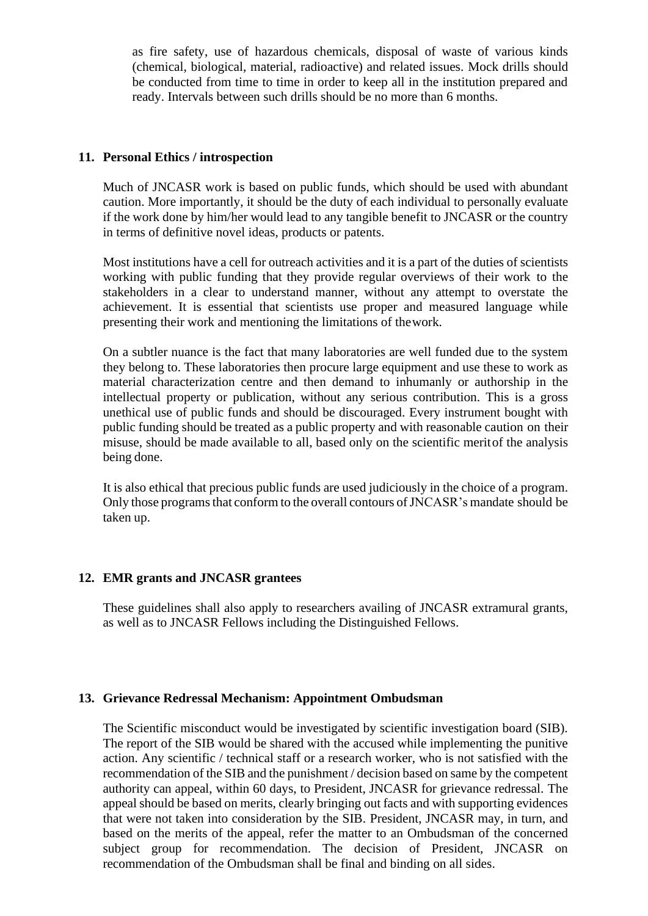as fire safety, use of hazardous chemicals, disposal of waste of various kinds (chemical, biological, material, radioactive) and related issues. Mock drills should be conducted from time to time in order to keep all in the institution prepared and ready. Intervals between such drills should be no more than 6 months.

## 11. Personal Ethics / introspection

Much of JNCASR work is based on public funds, which should be used with abundant caution. More importantly, it should be the duty of each individual to personally evaluate if the work done by him/her would lead to any tangible benefit to JNCASR or the country in terms of definitive novel ideas, products or patents.

Most institutions have a cell for outreach activities and it is a part of the duties of scientists working with public funding that they provide regular overviews of their work to the stakeholders in a clear to understand manner, without any attempt to overstate the achievement. It is essential that scientists use proper and measured language while presenting their work and mentioning the limitations of thework.

On a subtler nuance is the fact that many laboratories are well funded due to the system they belong to. These laboratories then procure large equipment and use these to work as material characterization centre and then demand to inhumanly or authorship in the intellectual property or publication, without any serious contribution. This is a gross unethical use of public funds and should be discouraged. Every instrument bought with public funding should be treated as a public property and with reasonable caution on their misuse, should be made available to all, based only on the scientific meritof the analysis being done.

It is also ethical that precious public funds are used judiciously in the choice of a program. Only those programs that conform to the overall contours of JNCASR's mandate should be taken up.

## 12. EMR grants and JNCASR grantees

These guidelines shall also apply to researchers availing of JNCASR extramural grants, as well as to JNCASR Fellows including the Distinguished Fellows.

## 13. Grievance Redressal Mechanism: Appointment Ombudsman

The Scientific misconduct would be investigated by scientific investigation board (SIB). The report of the SIB would be shared with the accused while implementing the punitive action. Any scientific / technical staff or a research worker, who is not satisfied with the recommendation of the SIB and the punishment / decision based on same by the competent authority can appeal, within 60 days, to President, JNCASR for grievance redressal. The appeal should be based on merits, clearly bringing out facts and with supporting evidences that were not taken into consideration by the SIB. President, JNCASR may, in turn, and based on the merits of the appeal, refer the matter to an Ombudsman of the concerned subject group for recommendation. The decision of President, JNCASR on recommendation of the Ombudsman shall be final and binding on all sides.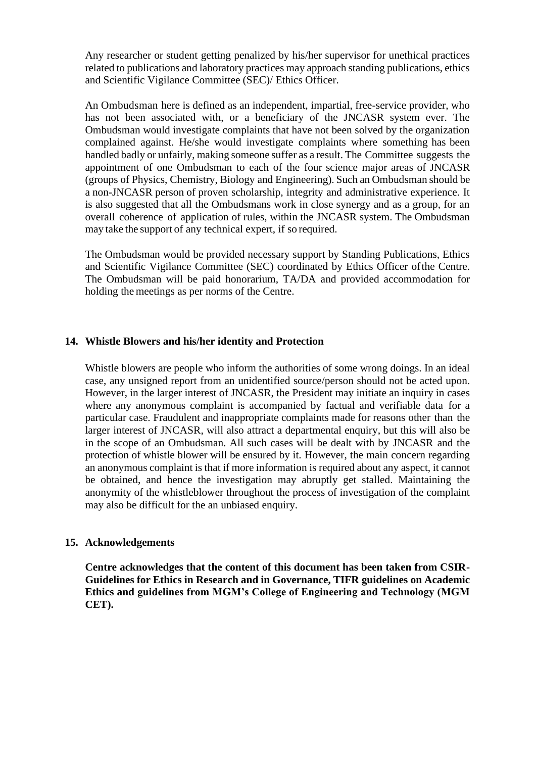Any researcher or student getting penalized by his/her supervisor for unethical practices related to publications and laboratory practices may approach standing publications, ethics and Scientific Vigilance Committee (SEC)/ Ethics Officer.

An Ombudsman here is defined as an independent, impartial, free-service provider, who has not been associated with, or a beneficiary of the JNCASR system ever. The Ombudsman would investigate complaints that have not been solved by the organization complained against. He/she would investigate complaints where something has been handled badly or unfairly, making someone suffer as a result. The Committee suggests the appointment of one Ombudsman to each of the four science major areas of JNCASR (groups of Physics, Chemistry, Biology and Engineering). Such an Ombudsman should be a non-JNCASR person of proven scholarship, integrity and administrative experience. It is also suggested that all the Ombudsmans work in close synergy and as a group, for an overall coherence of application of rules, within the JNCASR system. The Ombudsman may take the support of any technical expert, if so required.

The Ombudsman would be provided necessary support by Standing Publications, Ethics and Scientific Vigilance Committee (SEC) coordinated by Ethics Officer ofthe Centre. The Ombudsman will be paid honorarium, TA/DA and provided accommodation for holding the meetings as per norms of the Centre.

## 14. Whistle Blowers and his/her identity and Protection

Whistle blowers are people who inform the authorities of some wrong doings. In an ideal case, any unsigned report from an unidentified source/person should not be acted upon. However, in the larger interest of JNCASR, the President may initiate an inquiry in cases where any anonymous complaint is accompanied by factual and verifiable data for a particular case. Fraudulent and inappropriate complaints made for reasons other than the larger interest of JNCASR, will also attract a departmental enquiry, but this will also be in the scope of an Ombudsman. All such cases will be dealt with by JNCASR and the protection of whistle blower will be ensured by it. However, the main concern regarding an anonymous complaint is that if more information is required about any aspect, it cannot be obtained, and hence the investigation may abruptly get stalled. Maintaining the anonymity of the whistleblower throughout the process of investigation of the complaint may also be difficult for the an unbiased enquiry.

## 15. Acknowledgements

**Centre acknowledges that the content of this document has been taken from CSIR-Guidelines for Ethics in Research and in Governance, TIFR guidelines on Academic Ethics and guidelines from MGM's College of Engineering and Technology (MGM CET).**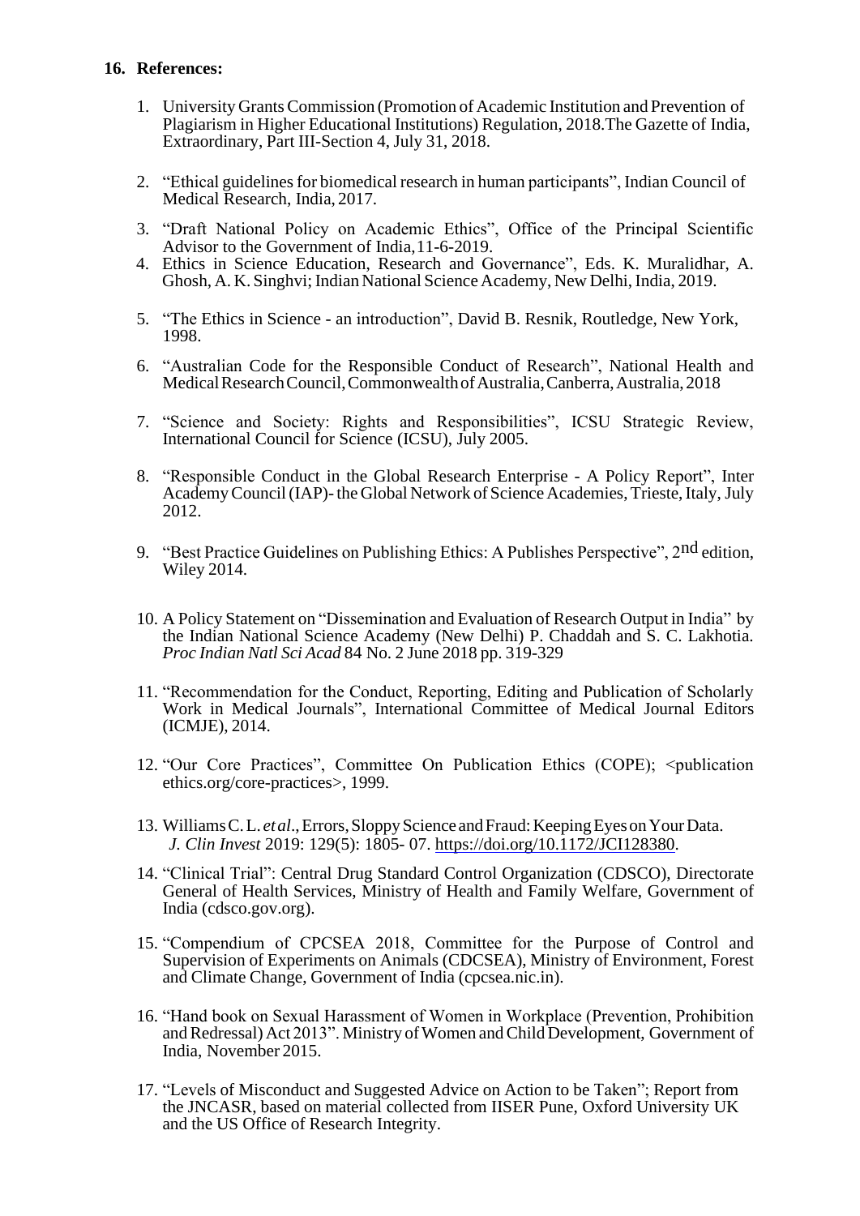**16. References:**

1. University Grants Commission (Promotion of Academic Institution and Prevention of Plagiarism in Higher Educational Institutions) Regulation, 2018.The Gazette of India, Extraordinary, Part III-Section 4, July 31, 2018.

2. "Ethical guidelines for biomedical research in human participants", Indian Council of Medical Research, India, 2017.

3. "Draft National Policy on Academic Ethics", Office of the Principal Scientific Advisor to the Government of India,11-6-2019.

4. Ethics in Science Education, Research and Governance", Eds. K. Muralidhar, A. Ghosh, A. K. Singhvi; Indian National Science Academy, New Delhi, India, 2019.

5. "The Ethics in Science - an introduction", David B. Resnik, Routledge, New York, 1998.

6. "Australian Code for the Responsible Conduct of Research", National Health and Medical Research Council, Commonwealth of Australia, Canberra, Australia, 2018

7. "Science and Society: Rights and Responsibilities", ICSU Strategic Review, International Council for Science (ICSU), July 2005.

8. "Responsible Conduct in the Global Research Enterprise - A Policy Report", Inter Academy Council (IAP)- the Global Network of Science Academies, Trieste, Italy, July 2012.

9. "Best Practice Guidelines on Publishing Ethics: A Publishes Perspective", 2nd edition, Wiley 2014.

10. A Policy Statement on "Dissemination and Evaluation of Research Output in India" by the Indian National Science Academy (New Delhi) P. Chaddah and S. C. Lakhotia. *Proc Indian Natl Sci Acad* 84 No. 2 June 2018 pp. 319-329

11. "Recommendation for the Conduct, Reporting, Editing and Publication of Scholarly Work in Medical Journals", International Committee of Medical Journal Editors (ICMJE), 2014.

12. "Our Core Practices", Committee On Publication Ethics (COPE); <publication ethics.org/core-practices>, 1999.

13. Williams C. L. *et al*., Errors, Sloppy Science and Fraud: Keeping Eyes on Your Data. *J. Clin Invest* 2019: 129(5): 1805- 07. https://doi.org/10.1172/JCI128380.

14. "Clinical Trial": Central Drug Standard Control Organization (CDSCO), Directorate General of Health Services, Ministry of Health and Family Welfare, Government of India (cdsco.gov.org).

15. "Compendium of CPCSEA 2018, Committee for the Purpose of Control and Supervision of Experiments on Animals (CDCSEA), Ministry of Environment, Forest and Climate Change, Government of India (cpcsea.nic.in).

16. "Hand book on Sexual Harassment of Women in Workplace (Prevention, Prohibition and Redressal) Act 2013". Ministry of Women and Child Development, Government of India, November 2015.

17. "Levels of Misconduct and Suggested Advice on Action to be Taken"; Report from the JNCASR, based on material collected from IISER Pune, Oxford University UK and the US Office of Research Integrity.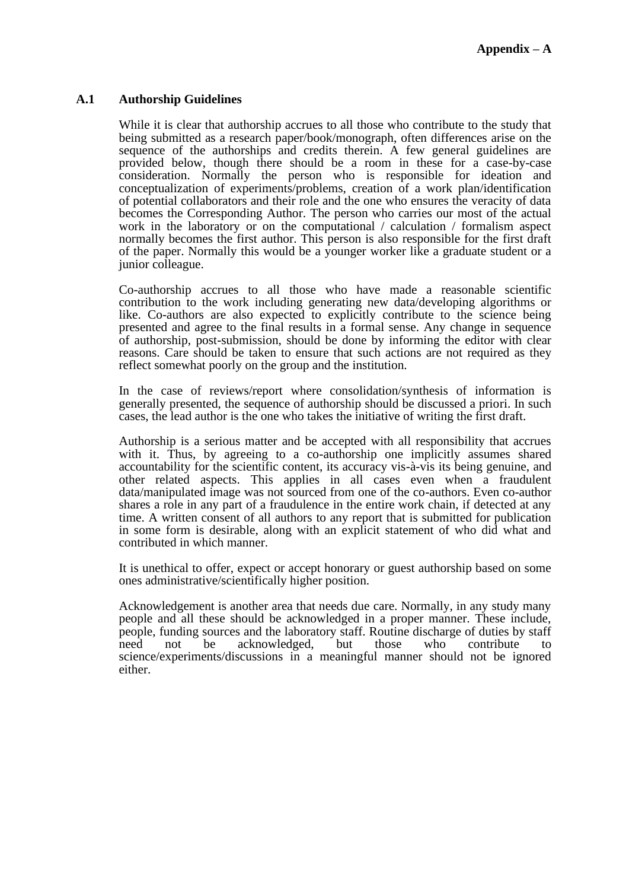# Appendix – A

## A.1 Authorship Guidelines

While it is clear that authorship accrues to all those who contribute to the study that being submitted as a research paper/book/monograph, often differences arise on the sequence of the authorships and credits therein. A few general guidelines are provided below, though there should be a room in these for a case-by-case consideration. Normally the person who is responsible for ideation and conceptualization of experiments/problems, creation of a work plan/identification of potential collaborators and their role and the one who ensures the veracity of data becomes the Corresponding Author. The person who carries our most of the actual work in the laboratory or on the computational / calculation / formalism aspect normally becomes the first author. This person is also responsible for the first draft of the paper. Normally this would be a younger worker like a graduate student or a junior colleague.

Co-authorship accrues to all those who have made a reasonable scientific contribution to the work including generating new data/developing algorithms or like. Co-authors are also expected to explicitly contribute to the science being presented and agree to the final results in a formal sense. Any change in sequence of authorship, post-submission, should be done by informing the editor with clear reasons. Care should be taken to ensure that such actions are not required as they reflect somewhat poorly on the group and the institution.

In the case of reviews/report where consolidation/synthesis of information is generally presented, the sequence of authorship should be discussed a priori. In such cases, the lead author is the one who takes the initiative of writing the first draft.

Authorship is a serious matter and be accepted with all responsibility that accrues with it. Thus, by agreeing to a co-authorship one implicitly assumes shared accountability for the scientific content, its accuracy vis-à-vis its being genuine, and other related aspects. This applies in all cases even when a fraudulent data/manipulated image was not sourced from one of the co-authors. Even co-author shares a role in any part of a fraudulence in the entire work chain, if detected at any time. A written consent of all authors to any report that is submitted for publication in some form is desirable, along with an explicit statement of who did what and contributed in which manner.

It is unethical to offer, expect or accept honorary or guest authorship based on some ones administrative/scientifically higher position.

Acknowledgement is another area that needs due care. Normally, in any study many people and all these should be acknowledged in a proper manner. These include, people, funding sources and the laboratory staff. Routine discharge of duties by staff need not be acknowledged, but those who contribute to science/experiments/discussions in a meaningful manner should not be ignored either.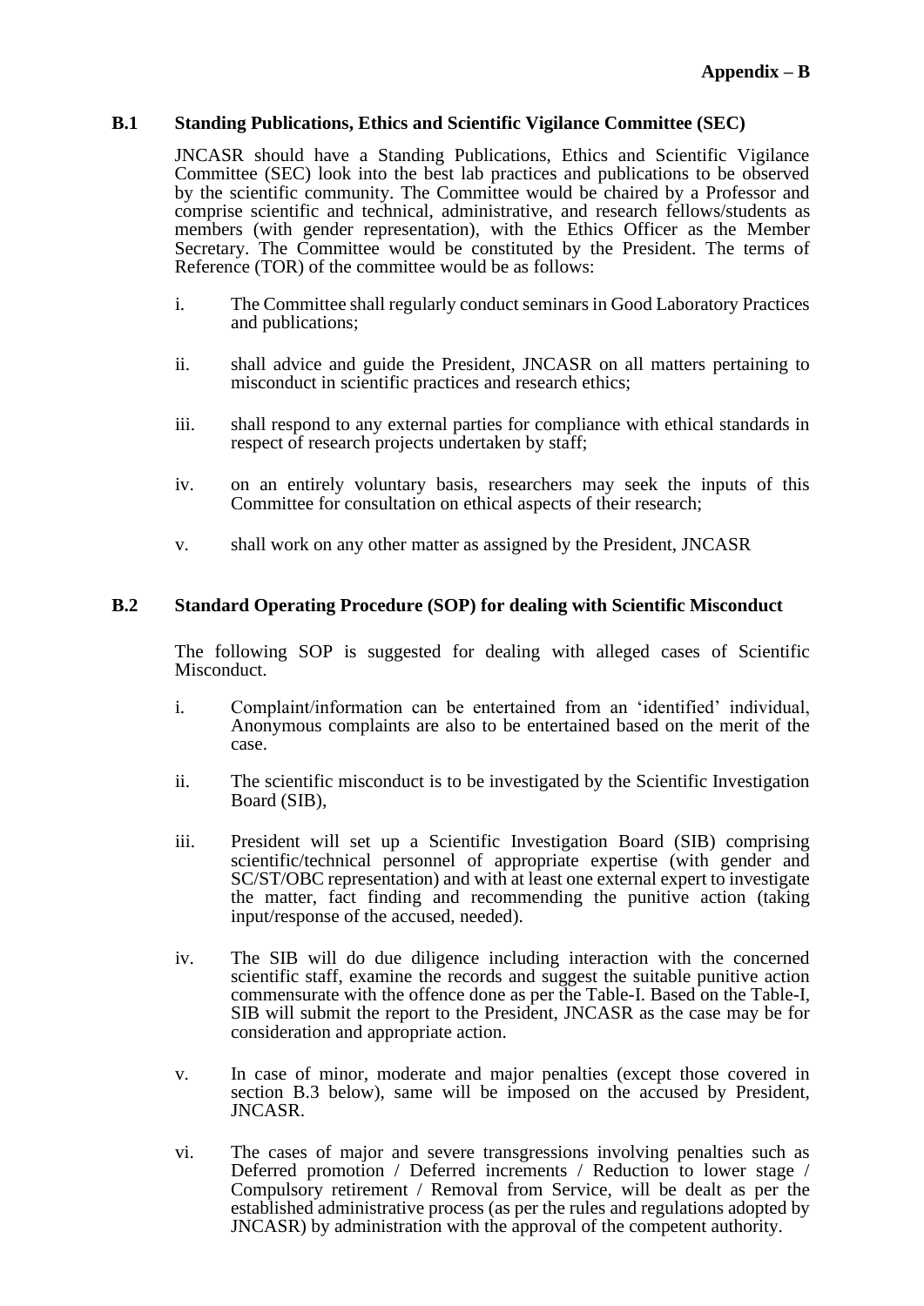**Appendix – B**

## B.1 Standing Publications, Ethics and Scientific Vigilance Committee (SEC)

JNCASR should have a Standing Publications, Ethics and Scientific Vigilance Committee (SEC) look into the best lab practices and publications to be observed by the scientific community. The Committee would be chaired by a Professor and comprise scientific and technical, administrative, and research fellows/students as members (with gender representation), with the Ethics Officer as the Member Secretary. The Committee would be constituted by the President. The terms of Reference (TOR) of the committee would be as follows:

i. The Committee shall regularly conduct seminars in Good Laboratory Practices and publications;

ii. shall advice and guide the President, JNCASR on all matters pertaining to misconduct in scientific practices and research ethics;

iii. shall respond to any external parties for compliance with ethical standards in respect of research projects undertaken by staff;

iv. on an entirely voluntary basis, researchers may seek the inputs of this Committee for consultation on ethical aspects of their research;

v. shall work on any other matter as assigned by the President, JNCASR

## B.2 Standard Operating Procedure (SOP) for dealing with Scientific Misconduct

The following SOP is suggested for dealing with alleged cases of Scientific Misconduct.

i. Complaint/information can be entertained from an 'identified' individual, Anonymous complaints are also to be entertained based on the merit of the case.

ii. The scientific misconduct is to be investigated by the Scientific Investigation Board (SIB),

iii. President will set up a Scientific Investigation Board (SIB) comprising scientific/technical personnel of appropriate expertise (with gender and SC/ST/OBC representation) and with at least one external expert to investigate the matter, fact finding and recommending the punitive action (taking input/response of the accused, needed).

iv. The SIB will do due diligence including interaction with the concerned scientific staff, examine the records and suggest the suitable punitive action commensurate with the offence done as per the Table-I. Based on the Table-I, SIB will submit the report to the President, JNCASR as the case may be for consideration and appropriate action.

v. In case of minor, moderate and major penalties (except those covered in section B.3 below), same will be imposed on the accused by President, JNCASR.

vi. The cases of major and severe transgressions involving penalties such as Deferred promotion / Deferred increments / Reduction to lower stage / Compulsory retirement / Removal from Service, will be dealt as per the established administrative process (as per the rules and regulations adopted by JNCASR) by administration with the approval of the competent authority.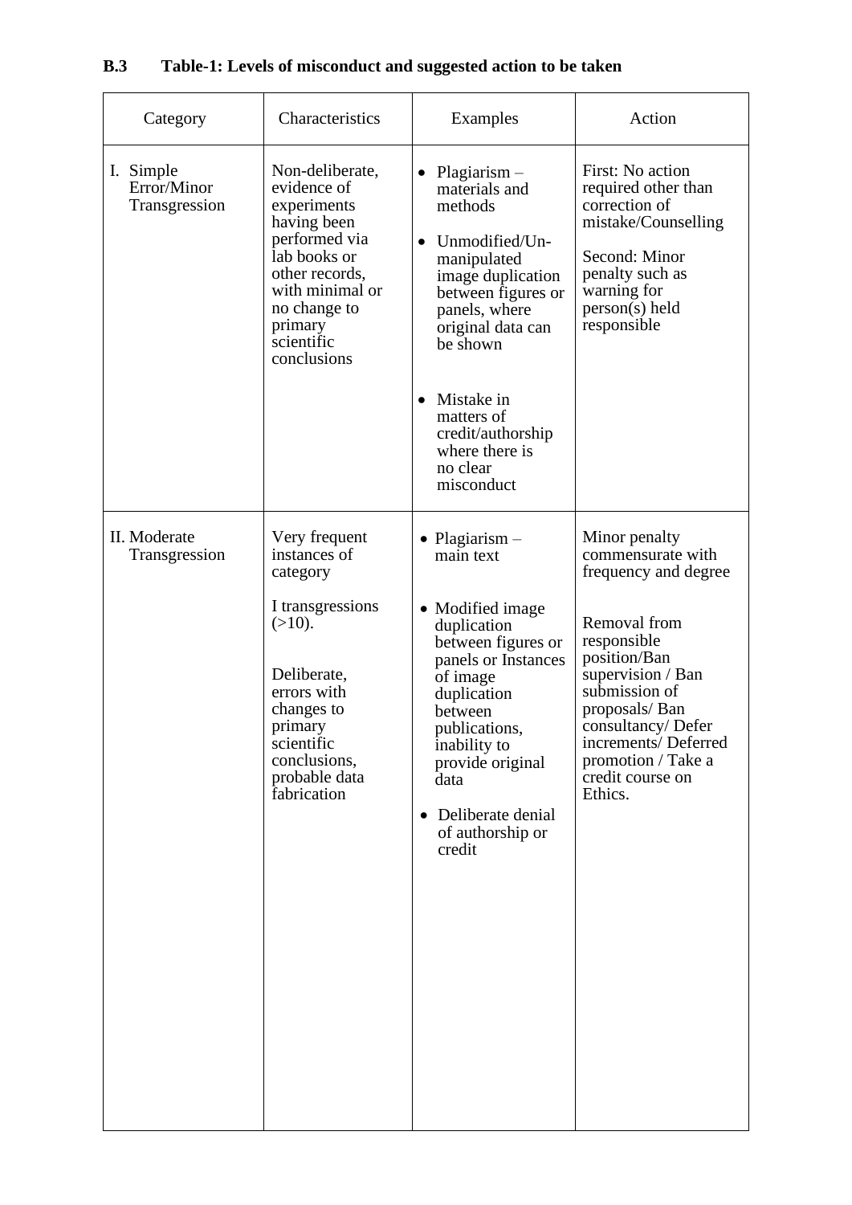### B.3 Table-1: Levels of misconduct and suggested action to be taken

| Category | Characteristics | Examples | Action |
|---|---|---|---|
| I. Simple Error/Minor Transgression | Non-deliberate, evidence of experiments having been performed via lab books or other records, with minimal or no change to primary scientific conclusions | • Plagiarism – materials and methods<br>• Unmodified/Un-manipulated image duplication between figures or panels, where original data can be shown<br>• Mistake in matters of credit/authorship where there is no clear misconduct | First: No action required other than correction of mistake/Counselling<br><br>Second: Minor penalty such as warning for person(s) held responsible |
| II. Moderate Transgression | Very frequent instances of category I transgressions (>10).<br><br>Deliberate, errors with changes to primary scientific conclusions, probable data fabrication | • Plagiarism – main text<br>• Modified image duplication between figures or panels or Instances of image duplication between publications, inability to provide original data<br>• Deliberate denial of authorship or credit | Minor penalty commensurate with frequency and degree<br><br>Removal from responsible position/Ban supervision / Ban submission of proposals/ Ban consultancy/ Defer increments/ Deferred promotion / Take a credit course on Ethics. |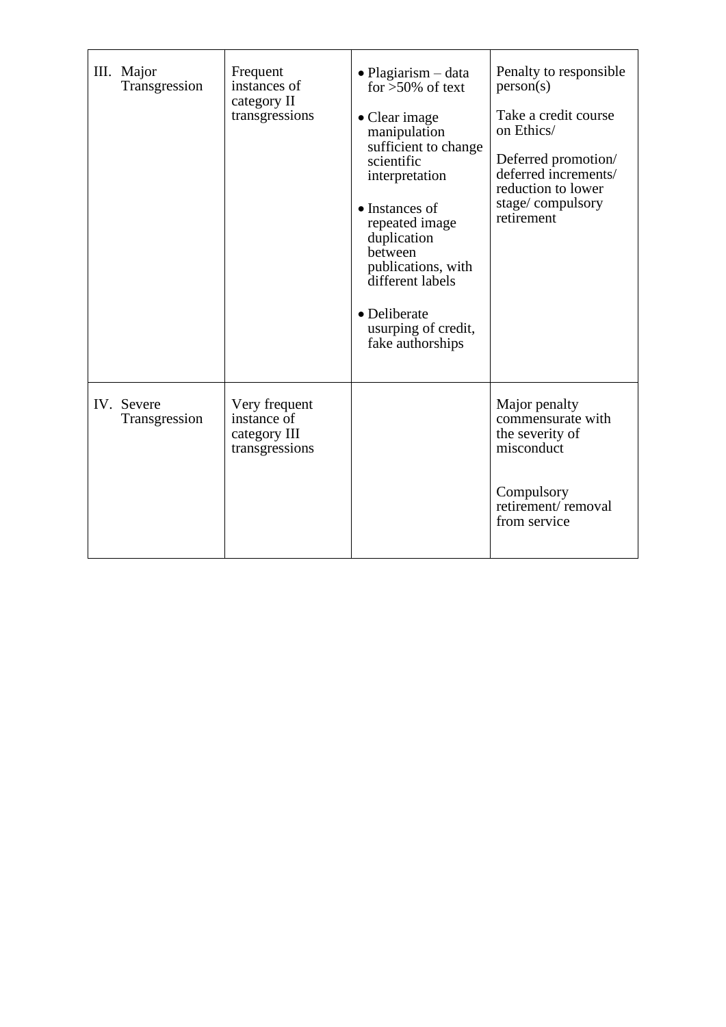| | | | |
|---|---|---|---|
| III. Major Transgression | Frequent instances of category II transgressions | • Plagiarism – data for >50% of text<br><br>• Clear image manipulation sufficient to change scientific interpretation<br><br>• Instances of repeated image duplication between publications, with different labels<br><br>• Deliberate usurping of credit, fake authorships | Penalty to responsible person(s)<br><br>Take a credit course on Ethics/<br><br>Deferred promotion/ deferred increments/ reduction to lower stage/ compulsory retirement |
| IV. Severe Transgression | Very frequent instance of category III transgressions | | Major penalty commensurate with the severity of misconduct<br><br>Compulsory retirement/ removal from service |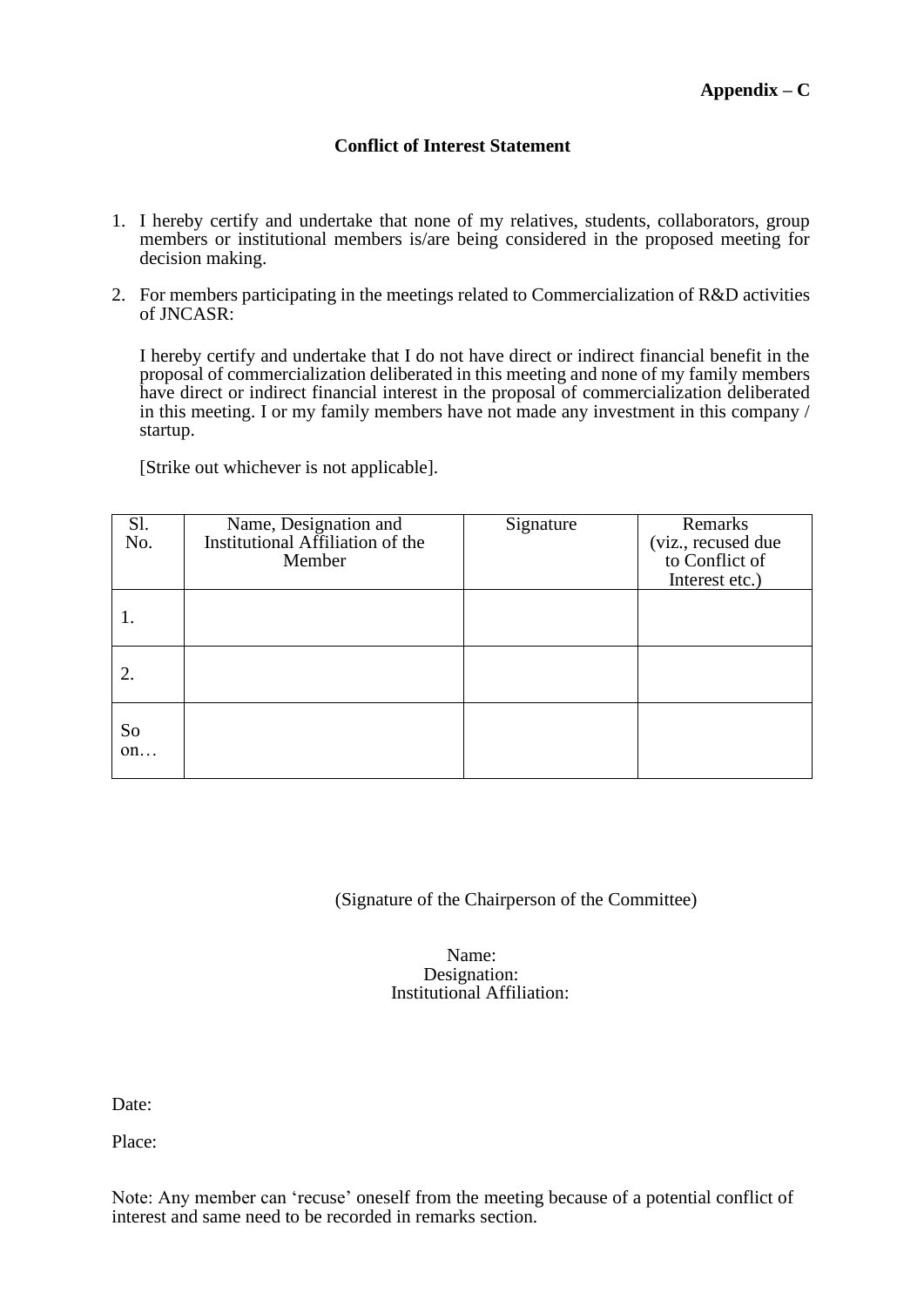**Appendix – C**

### Conflict of Interest Statement

1. I hereby certify and undertake that none of my relatives, students, collaborators, group members or institutional members is/are being considered in the proposed meeting for decision making.

2. For members participating in the meetings related to Commercialization of R&D activities of JNCASR:

   I hereby certify and undertake that I do not have direct or indirect financial benefit in the proposal of commercialization deliberated in this meeting and none of my family members have direct or indirect financial interest in the proposal of commercialization deliberated in this meeting. I or my family members have not made any investment in this company / startup.

   [Strike out whichever is not applicable].

| Sl. No. | Name, Designation and Institutional Affiliation of the Member | Signature | Remarks (viz., recused due to Conflict of Interest etc.) |
|---|---|---|---|
| 1. | | | |
| 2. | | | |
| So on… | | | |

(Signature of the Chairperson of the Committee)

Name:
Designation:
Institutional Affiliation:

Date:

Place:

Note: Any member can 'recuse' oneself from the meeting because of a potential conflict of interest and same need to be recorded in remarks section.